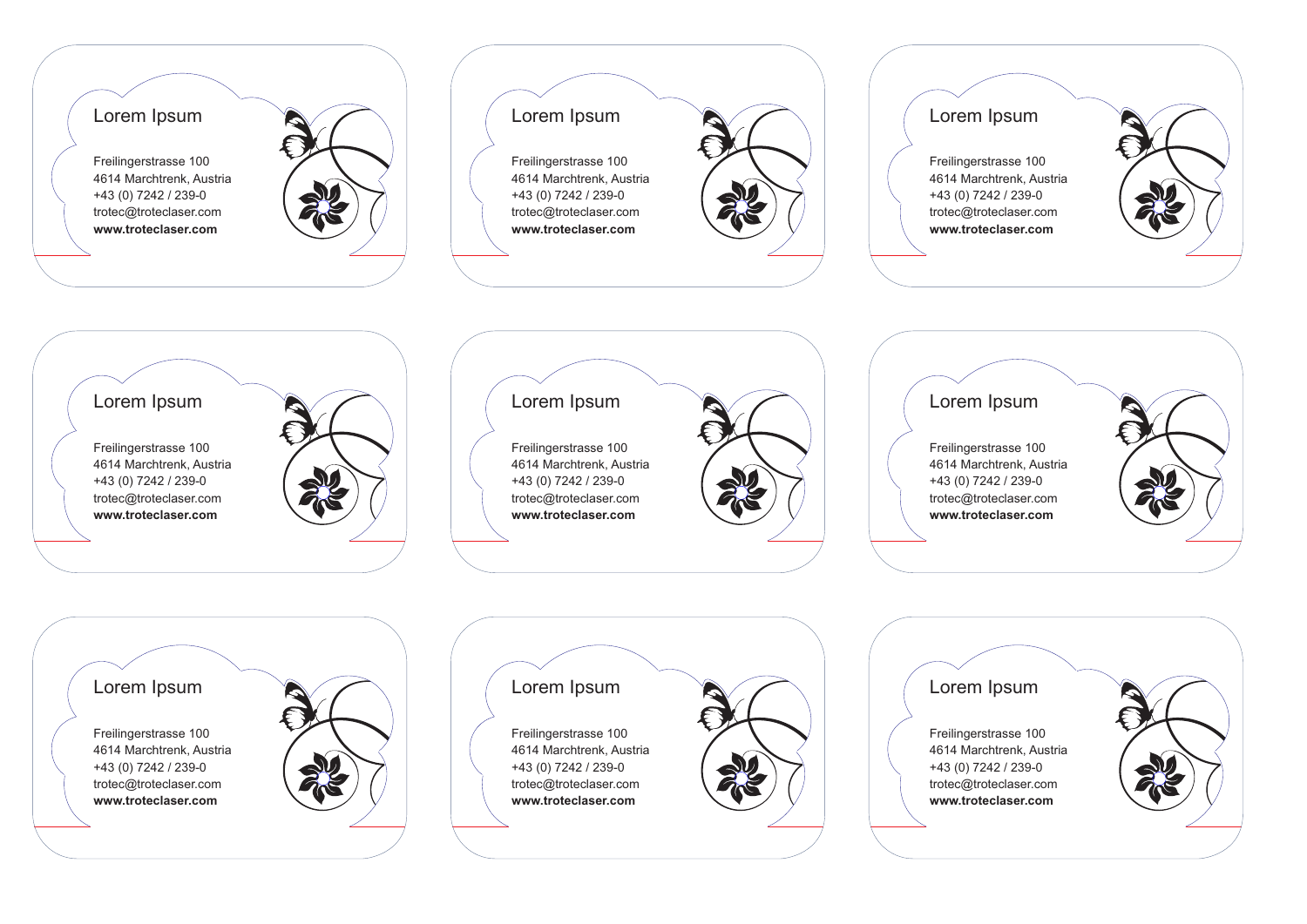Lorem Ipsum

Freilingerstrasse 100
4614 Marchtrenk, Austria
+43 (0) 7242 / 239-0
trotec@troteclaser.com
**www.troteclaser.com**

Lorem Ipsum

Freilingerstrasse 100
4614 Marchtrenk, Austria
+43 (0) 7242 / 239-0
trotec@troteclaser.com
**www.troteclaser.com**

Lorem Ipsum

Freilingerstrasse 100
4614 Marchtrenk, Austria
+43 (0) 7242 / 239-0
trotec@troteclaser.com
**www.troteclaser.com**

Lorem Ipsum

Freilingerstrasse 100
4614 Marchtrenk, Austria
+43 (0) 7242 / 239-0
trotec@troteclaser.com
**www.troteclaser.com**

Lorem Ipsum

Freilingerstrasse 100
4614 Marchtrenk, Austria
+43 (0) 7242 / 239-0
trotec@troteclaser.com
**www.troteclaser.com**

Lorem Ipsum

Freilingerstrasse 100
4614 Marchtrenk, Austria
+43 (0) 7242 / 239-0
trotec@troteclaser.com
**www.troteclaser.com**

Lorem Ipsum

Freilingerstrasse 100
4614 Marchtrenk, Austria
+43 (0) 7242 / 239-0
trotec@troteclaser.com
**www.troteclaser.com**

Lorem Ipsum

Freilingerstrasse 100
4614 Marchtrenk, Austria
+43 (0) 7242 / 239-0
trotec@troteclaser.com
**www.troteclaser.com**

Lorem Ipsum

Freilingerstrasse 100
4614 Marchtrenk, Austria
+43 (0) 7242 / 239-0
trotec@troteclaser.com
**www.troteclaser.com**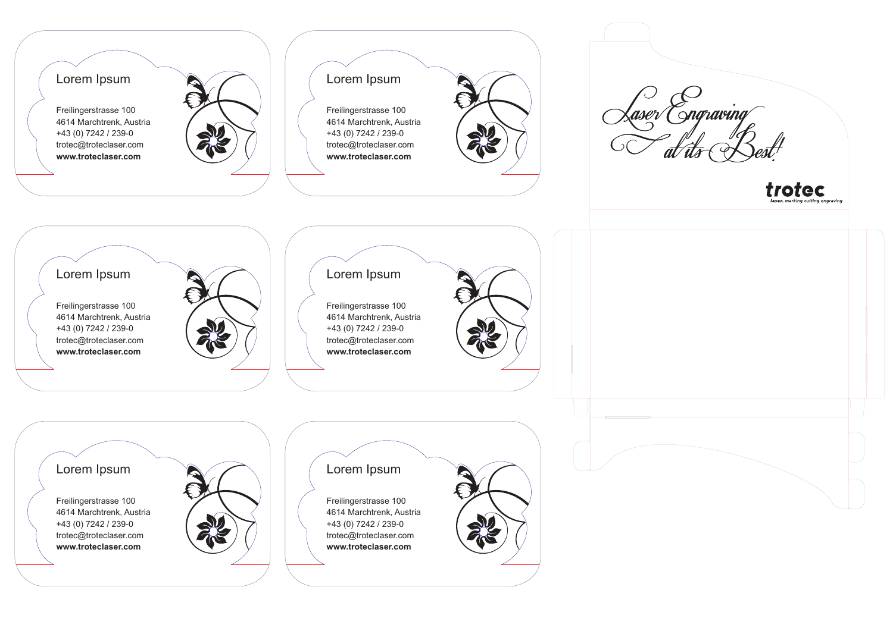Lorem Ipsum

Freilingerstrasse 100
4614 Marchtrenk, Austria
+43 (0) 7242 / 239-0
trotec@troteclaser.com
**www.troteclaser.com**

Lorem Ipsum

Freilingerstrasse 100
4614 Marchtrenk, Austria
+43 (0) 7242 / 239-0
trotec@troteclaser.com
**www.troteclaser.com**

Lorem Ipsum

Freilingerstrasse 100
4614 Marchtrenk, Austria
+43 (0) 7242 / 239-0
trotec@troteclaser.com
**www.troteclaser.com**

Lorem Ipsum

Freilingerstrasse 100
4614 Marchtrenk, Austria
+43 (0) 7242 / 239-0
trotec@troteclaser.com
**www.troteclaser.com**

Lorem Ipsum

Freilingerstrasse 100
4614 Marchtrenk, Austria
+43 (0) 7242 / 239-0
trotec@troteclaser.com
**www.troteclaser.com**

Lorem Ipsum

Freilingerstrasse 100
4614 Marchtrenk, Austria
+43 (0) 7242 / 239-0
trotec@troteclaser.com
**www.troteclaser.com**

*Laser Engraving at its Best!*

**trotec**
*laser. marking cutting engraving*